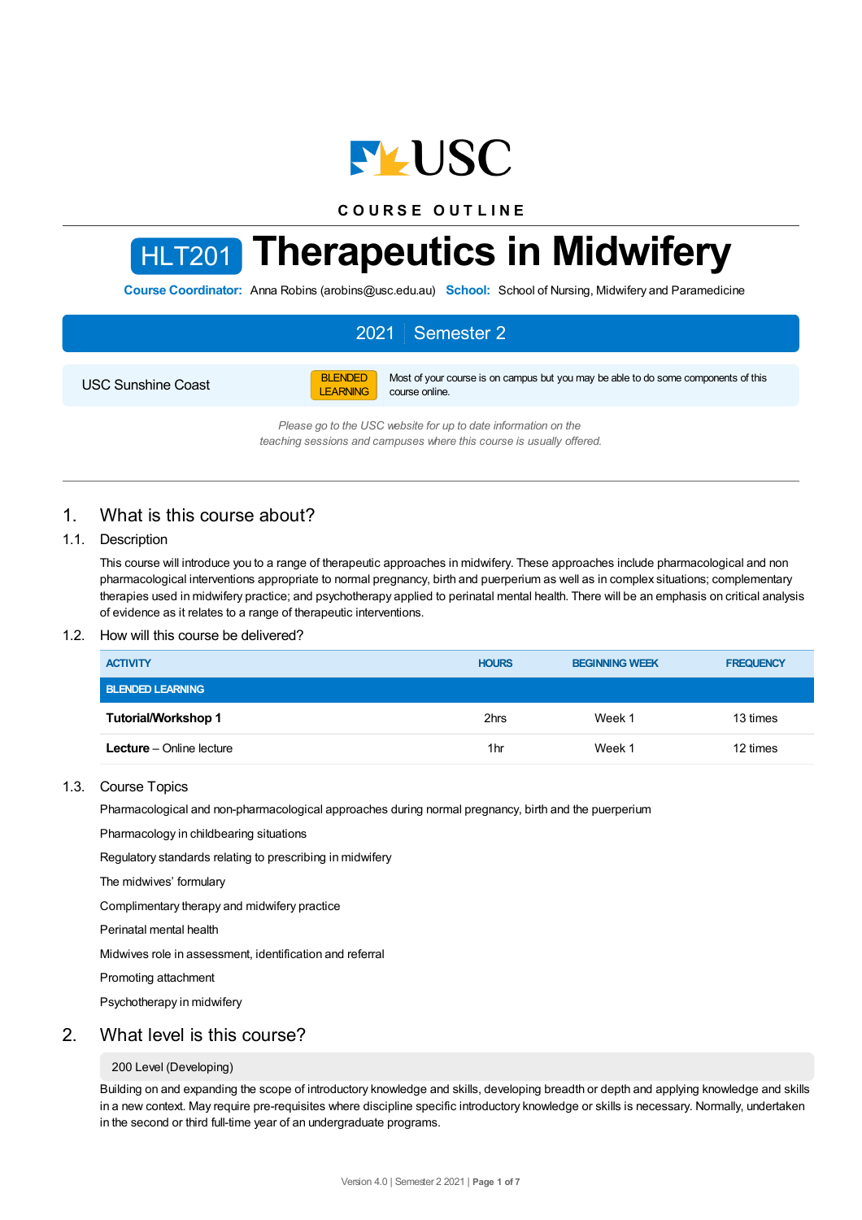COURSE OUTLINE

# HLT201 Therapeutics in Midwifery

**Course Coordinator:** Anna Robins (arobins@usc.edu.au) **School:** School of Nursing, Midwifery and Paramedicine

2021 | Semester 2

USC Sunshine Coast

BLENDED LEARNING — Most of your course is on campus but you may be able to do some components of this course online.

*Please go to the USC website for up to date information on the teaching sessions and campuses where this course is usually offered.*

## 1. What is this course about?

### 1.1. Description

This course will introduce you to a range of therapeutic approaches in midwifery. These approaches include pharmacological and non pharmacological interventions appropriate to normal pregnancy, birth and puerperium as well as in complex situations; complementary therapies used in midwifery practice; and psychotherapy applied to perinatal mental health. There will be an emphasis on critical analysis of evidence as it relates to a range of therapeutic interventions.

### 1.2. How will this course be delivered?

| ACTIVITY | HOURS | BEGINNING WEEK | FREQUENCY |
|---|---|---|---|
| **BLENDED LEARNING** | | | |
| **Tutorial/Workshop 1** | 2hrs | Week 1 | 13 times |
| **Lecture** – Online lecture | 1hr | Week 1 | 12 times |

### 1.3. Course Topics

Pharmacological and non-pharmacological approaches during normal pregnancy, birth and the puerperium

Pharmacology in childbearing situations

Regulatory standards relating to prescribing in midwifery

The midwives' formulary

Complimentary therapy and midwifery practice

Perinatal mental health

Midwives role in assessment, identification and referral

Promoting attachment

Psychotherapy in midwifery

## 2. What level is this course?

200 Level (Developing)

Building on and expanding the scope of introductory knowledge and skills, developing breadth or depth and applying knowledge and skills in a new context. May require pre-requisites where discipline specific introductory knowledge or skills is necessary. Normally, undertaken in the second or third full-time year of an undergraduate programs.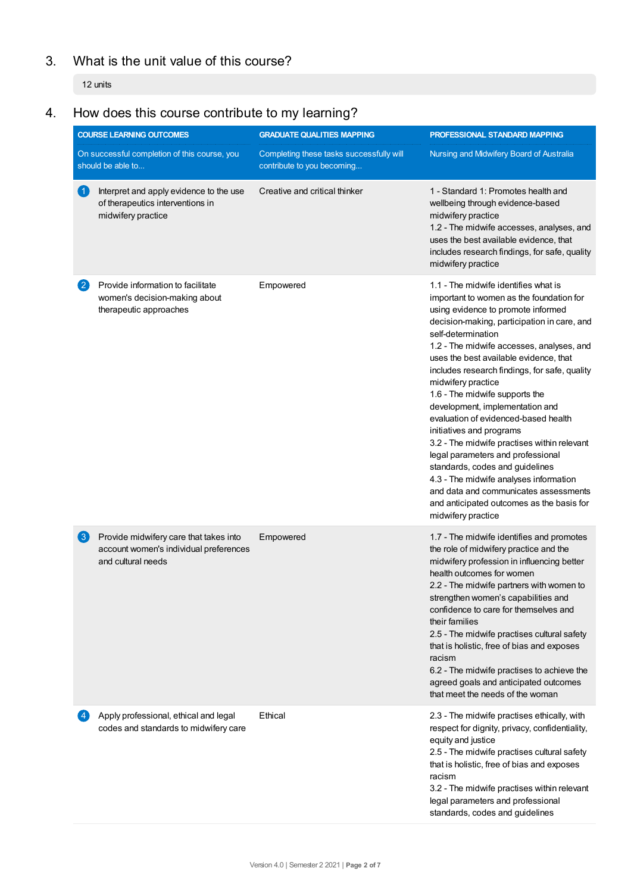## 3. What is the unit value of this course?

12 units

## 4. How does this course contribute to my learning?

| COURSE LEARNING OUTCOMES<br>On successful completion of this course, you should be able to... | GRADUATE QUALITIES MAPPING<br>Completing these tasks successfully will contribute to you becoming... | PROFESSIONAL STANDARD MAPPING<br>Nursing and Midwifery Board of Australia |
|---|---|---|
| 1 Interpret and apply evidence to the use of therapeutics interventions in midwifery practice | Creative and critical thinker | 1 - Standard 1: Promotes health and wellbeing through evidence-based midwifery practice<br>1.2 - The midwife accesses, analyses, and uses the best available evidence, that includes research findings, for safe, quality midwifery practice |
| 2 Provide information to facilitate women's decision-making about therapeutic approaches | Empowered | 1.1 - The midwife identifies what is important to women as the foundation for using evidence to promote informed decision-making, participation in care, and self-determination<br>1.2 - The midwife accesses, analyses, and uses the best available evidence, that includes research findings, for safe, quality midwifery practice<br>1.6 - The midwife supports the development, implementation and evaluation of evidenced-based health initiatives and programs<br>3.2 - The midwife practises within relevant legal parameters and professional standards, codes and guidelines<br>4.3 - The midwife analyses information and data and communicates assessments and anticipated outcomes as the basis for midwifery practice |
| 3 Provide midwifery care that takes into account women's individual preferences and cultural needs | Empowered | 1.7 - The midwife identifies and promotes the role of midwifery practice and the midwifery profession in influencing better health outcomes for women<br>2.2 - The midwife partners with women to strengthen women's capabilities and confidence to care for themselves and their families<br>2.5 - The midwife practises cultural safety that is holistic, free of bias and exposes racism<br>6.2 - The midwife practises to achieve the agreed goals and anticipated outcomes that meet the needs of the woman |
| 4 Apply professional, ethical and legal codes and standards to midwifery care | Ethical | 2.3 - The midwife practises ethically, with respect for dignity, privacy, confidentiality, equity and justice<br>2.5 - The midwife practises cultural safety that is holistic, free of bias and exposes racism<br>3.2 - The midwife practises within relevant legal parameters and professional standards, codes and guidelines |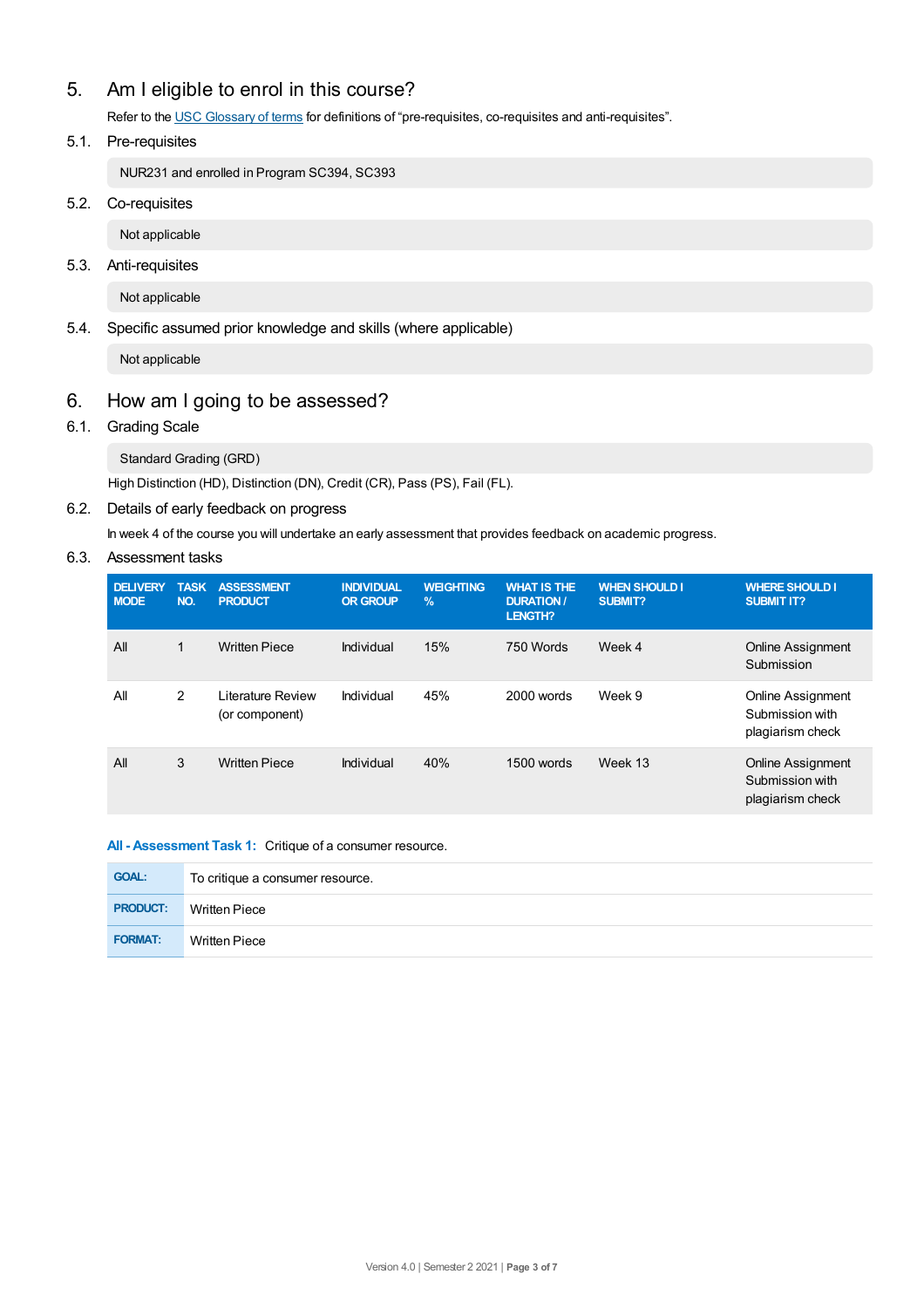## 5. Am I eligible to enrol in this course?

Refer to the USC Glossary of terms for definitions of "pre-requisites, co-requisites and anti-requisites".

### 5.1. Pre-requisites

NUR231 and enrolled in Program SC394, SC393

### 5.2. Co-requisites

Not applicable

### 5.3. Anti-requisites

Not applicable

### 5.4. Specific assumed prior knowledge and skills (where applicable)

Not applicable

## 6. How am I going to be assessed?

### 6.1. Grading Scale

Standard Grading (GRD)

High Distinction (HD), Distinction (DN), Credit (CR), Pass (PS), Fail (FL).

### 6.2. Details of early feedback on progress

In week 4 of the course you will undertake an early assessment that provides feedback on academic progress.

### 6.3. Assessment tasks

| DELIVERY MODE | TASK NO. | ASSESSMENT PRODUCT | INDIVIDUAL OR GROUP | WEIGHTING % | WHAT IS THE DURATION / LENGTH? | WHEN SHOULD I SUBMIT? | WHERE SHOULD I SUBMIT IT? |
|---|---|---|---|---|---|---|---|
| All | 1 | Written Piece | Individual | 15% | 750 Words | Week 4 | Online Assignment Submission |
| All | 2 | Literature Review (or component) | Individual | 45% | 2000 words | Week 9 | Online Assignment Submission with plagiarism check |
| All | 3 | Written Piece | Individual | 40% | 1500 words | Week 13 | Online Assignment Submission with plagiarism check |

**All - Assessment Task 1:** Critique of a consumer resource.

| | |
|---|---|
| **GOAL:** | To critique a consumer resource. |
| **PRODUCT:** | Written Piece |
| **FORMAT:** | Written Piece |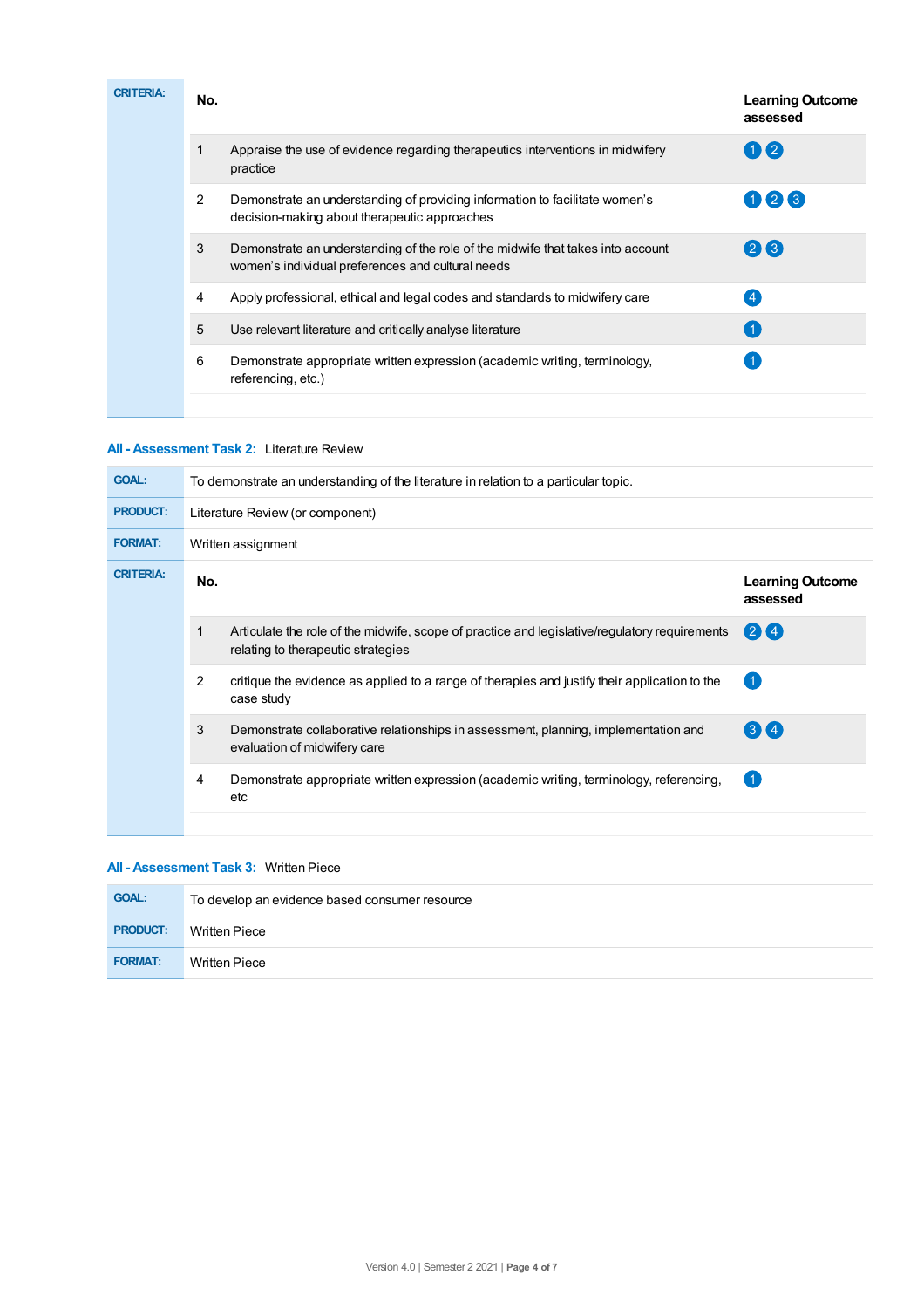**CRITERIA:**

| No. | | Learning Outcome assessed |
|---|---|---|
| 1 | Appraise the use of evidence regarding therapeutics interventions in midwifery practice | 1 2 |
| 2 | Demonstrate an understanding of providing information to facilitate women's decision-making about therapeutic approaches | 1 2 3 |
| 3 | Demonstrate an understanding of the role of the midwife that takes into account women's individual preferences and cultural needs | 2 3 |
| 4 | Apply professional, ethical and legal codes and standards to midwifery care | 4 |
| 5 | Use relevant literature and critically analyse literature | 1 |
| 6 | Demonstrate appropriate written expression (academic writing, terminology, referencing, etc.) | 1 |

### All - Assessment Task 2: Literature Review

| | |
|---|---|
| **GOAL:** | To demonstrate an understanding of the literature in relation to a particular topic. |
| **PRODUCT:** | Literature Review (or component) |
| **FORMAT:** | Written assignment |

**CRITERIA:**

| No. | | Learning Outcome assessed |
|---|---|---|
| 1 | Articulate the role of the midwife, scope of practice and legislative/regulatory requirements relating to therapeutic strategies | 2 4 |
| 2 | critique the evidence as applied to a range of therapies and justify their application to the case study | 1 |
| 3 | Demonstrate collaborative relationships in assessment, planning, implementation and evaluation of midwifery care | 3 4 |
| 4 | Demonstrate appropriate written expression (academic writing, terminology, referencing, etc | 1 |

### All - Assessment Task 3: Written Piece

| | |
|---|---|
| **GOAL:** | To develop an evidence based consumer resource |
| **PRODUCT:** | Written Piece |
| **FORMAT:** | Written Piece |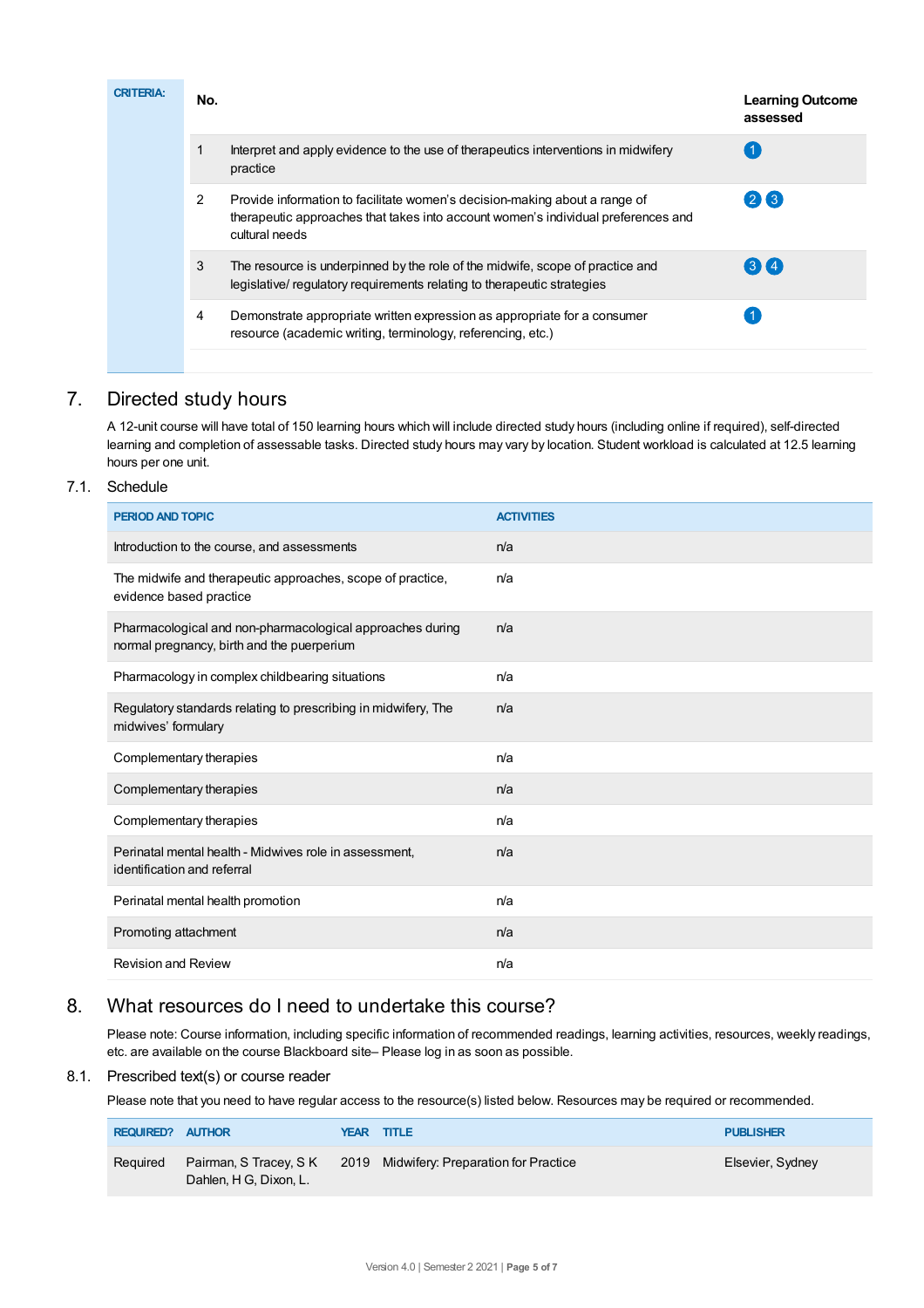| CRITERIA: | No. | | Learning Outcome assessed |
|---|---|---|---|
| | 1 | Interpret and apply evidence to the use of therapeutics interventions in midwifery practice | 1 |
| | 2 | Provide information to facilitate women's decision-making about a range of therapeutic approaches that takes into account women's individual preferences and cultural needs | 2 3 |
| | 3 | The resource is underpinned by the role of the midwife, scope of practice and legislative/ regulatory requirements relating to therapeutic strategies | 3 4 |
| | 4 | Demonstrate appropriate written expression as appropriate for a consumer resource (academic writing, terminology, referencing, etc.) | 1 |

# 7. Directed study hours

A 12-unit course will have total of 150 learning hours which will include directed study hours (including online if required), self-directed learning and completion of assessable tasks. Directed study hours may vary by location. Student workload is calculated at 12.5 learning hours per one unit.

## 7.1. Schedule

| PERIOD AND TOPIC | ACTIVITIES |
|---|---|
| Introduction to the course, and assessments | n/a |
| The midwife and therapeutic approaches, scope of practice, evidence based practice | n/a |
| Pharmacological and non-pharmacological approaches during normal pregnancy, birth and the puerperium | n/a |
| Pharmacology in complex childbearing situations | n/a |
| Regulatory standards relating to prescribing in midwifery, The midwives' formulary | n/a |
| Complementary therapies | n/a |
| Complementary therapies | n/a |
| Complementary therapies | n/a |
| Perinatal mental health - Midwives role in assessment, identification and referral | n/a |
| Perinatal mental health promotion | n/a |
| Promoting attachment | n/a |
| Revision and Review | n/a |

# 8. What resources do I need to undertake this course?

Please note: Course information, including specific information of recommended readings, learning activities, resources, weekly readings, etc. are available on the course Blackboard site– Please log in as soon as possible.

## 8.1. Prescribed text(s) or course reader

Please note that you need to have regular access to the resource(s) listed below. Resources may be required or recommended.

| REQUIRED? | AUTHOR | YEAR | TITLE | PUBLISHER |
|---|---|---|---|---|
| Required | Pairman, S Tracey, S K Dahlen, H G, Dixon, L. | 2019 | Midwifery: Preparation for Practice | Elsevier, Sydney |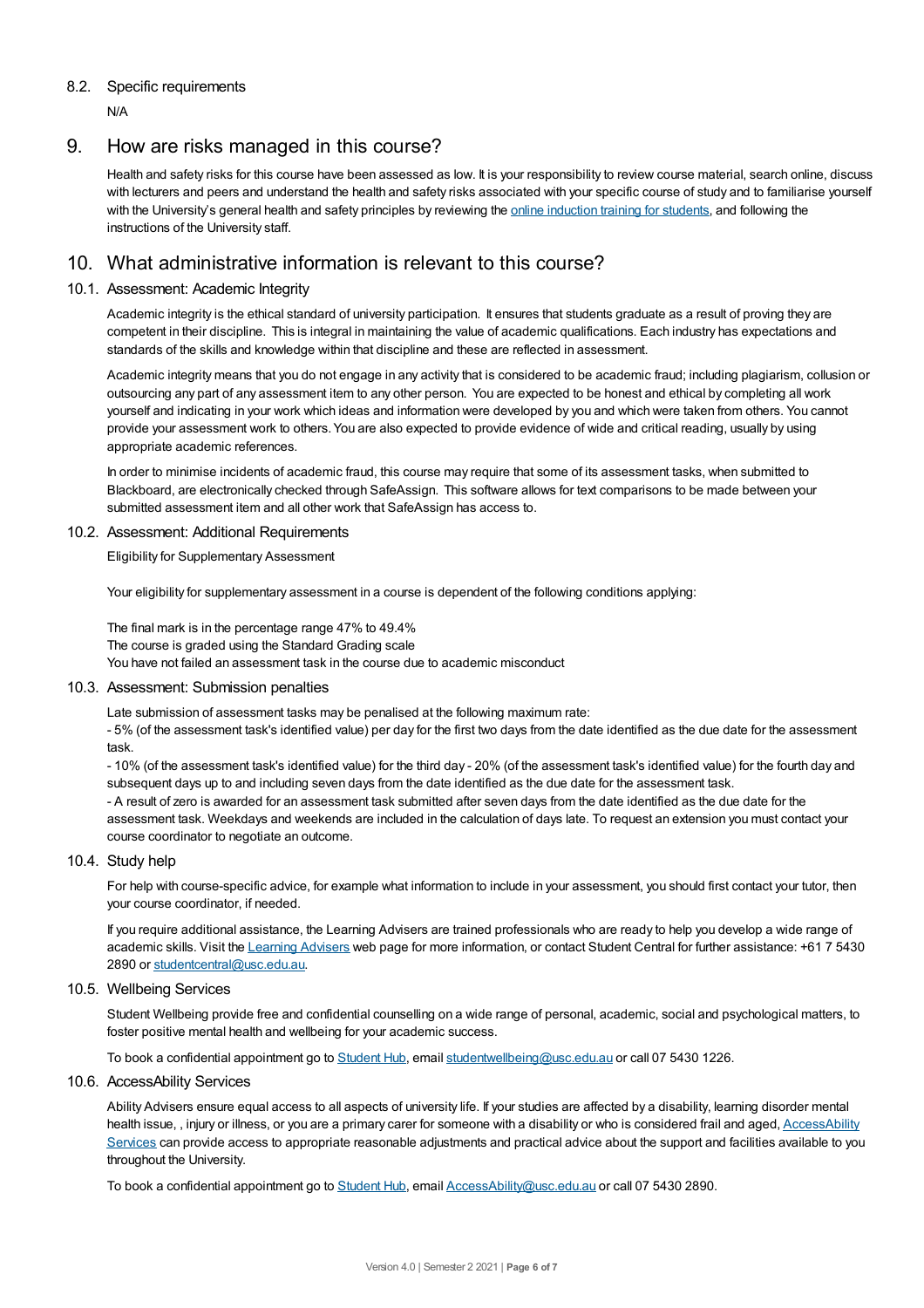### 8.2. Specific requirements

N/A

## 9. How are risks managed in this course?

Health and safety risks for this course have been assessed as low. It is your responsibility to review course material, search online, discuss with lecturers and peers and understand the health and safety risks associated with your specific course of study and to familiarise yourself with the University's general health and safety principles by reviewing the [online induction training for students](), and following the instructions of the University staff.

## 10. What administrative information is relevant to this course?

### 10.1. Assessment: Academic Integrity

Academic integrity is the ethical standard of university participation. It ensures that students graduate as a result of proving they are competent in their discipline. This is integral in maintaining the value of academic qualifications. Each industry has expectations and standards of the skills and knowledge within that discipline and these are reflected in assessment.

Academic integrity means that you do not engage in any activity that is considered to be academic fraud; including plagiarism, collusion or outsourcing any part of any assessment item to any other person. You are expected to be honest and ethical by completing all work yourself and indicating in your work which ideas and information were developed by you and which were taken from others. You cannot provide your assessment work to others. You are also expected to provide evidence of wide and critical reading, usually by using appropriate academic references.

In order to minimise incidents of academic fraud, this course may require that some of its assessment tasks, when submitted to Blackboard, are electronically checked through SafeAssign. This software allows for text comparisons to be made between your submitted assessment item and all other work that SafeAssign has access to.

### 10.2. Assessment: Additional Requirements

Eligibility for Supplementary Assessment

Your eligibility for supplementary assessment in a course is dependent of the following conditions applying:

The final mark is in the percentage range 47% to 49.4%
The course is graded using the Standard Grading scale
You have not failed an assessment task in the course due to academic misconduct

### 10.3. Assessment: Submission penalties

Late submission of assessment tasks may be penalised at the following maximum rate:
- 5% (of the assessment task's identified value) per day for the first two days from the date identified as the due date for the assessment task.
- 10% (of the assessment task's identified value) for the third day - 20% (of the assessment task's identified value) for the fourth day and subsequent days up to and including seven days from the date identified as the due date for the assessment task.
- A result of zero is awarded for an assessment task submitted after seven days from the date identified as the due date for the assessment task. Weekdays and weekends are included in the calculation of days late. To request an extension you must contact your course coordinator to negotiate an outcome.

### 10.4. Study help

For help with course-specific advice, for example what information to include in your assessment, you should first contact your tutor, then your course coordinator, if needed.

If you require additional assistance, the Learning Advisers are trained professionals who are ready to help you develop a wide range of academic skills. Visit the [Learning Advisers]() web page for more information, or contact Student Central for further assistance: +61 7 5430 2890 or [studentcentral@usc.edu.au]().

### 10.5. Wellbeing Services

Student Wellbeing provide free and confidential counselling on a wide range of personal, academic, social and psychological matters, to foster positive mental health and wellbeing for your academic success.

To book a confidential appointment go to [Student Hub](), email [studentwellbeing@usc.edu.au]() or call 07 5430 1226.

### 10.6. AccessAbility Services

Ability Advisers ensure equal access to all aspects of university life. If your studies are affected by a disability, learning disorder mental health issue, , injury or illness, or you are a primary carer for someone with a disability or who is considered frail and aged, [AccessAbility Services]() can provide access to appropriate reasonable adjustments and practical advice about the support and facilities available to you throughout the University.

To book a confidential appointment go to [Student Hub](), email [AccessAbility@usc.edu.au]() or call 07 5430 2890.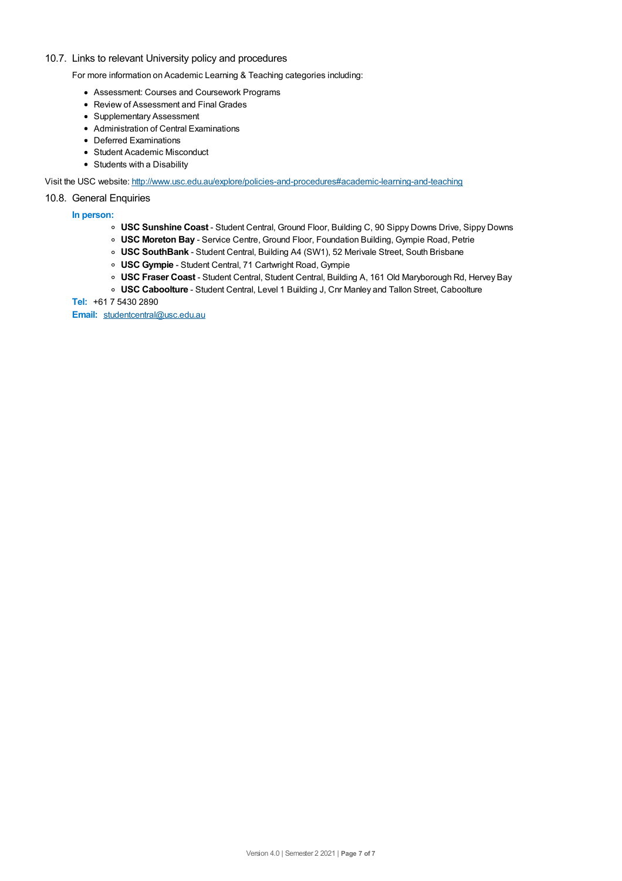### 10.7. Links to relevant University policy and procedures

For more information on Academic Learning & Teaching categories including:

- Assessment: Courses and Coursework Programs
- Review of Assessment and Final Grades
- Supplementary Assessment
- Administration of Central Examinations
- Deferred Examinations
- Student Academic Misconduct
- Students with a Disability

Visit the USC website: [http://www.usc.edu.au/explore/policies-and-procedures#academic-learning-and-teaching](http://www.usc.edu.au/explore/policies-and-procedures#academic-learning-and-teaching)

### 10.8. General Enquiries

**In person:**

- **USC Sunshine Coast** - Student Central, Ground Floor, Building C, 90 Sippy Downs Drive, Sippy Downs
- **USC Moreton Bay** - Service Centre, Ground Floor, Foundation Building, Gympie Road, Petrie
- **USC SouthBank** - Student Central, Building A4 (SW1), 52 Merivale Street, South Brisbane
- **USC Gympie** - Student Central, 71 Cartwright Road, Gympie
- **USC Fraser Coast** - Student Central, Student Central, Building A, 161 Old Maryborough Rd, Hervey Bay
- **USC Caboolture** - Student Central, Level 1 Building J, Cnr Manley and Tallon Street, Caboolture

**Tel:** +61 7 5430 2890

**Email:** [studentcentral@usc.edu.au](mailto:studentcentral@usc.edu.au)